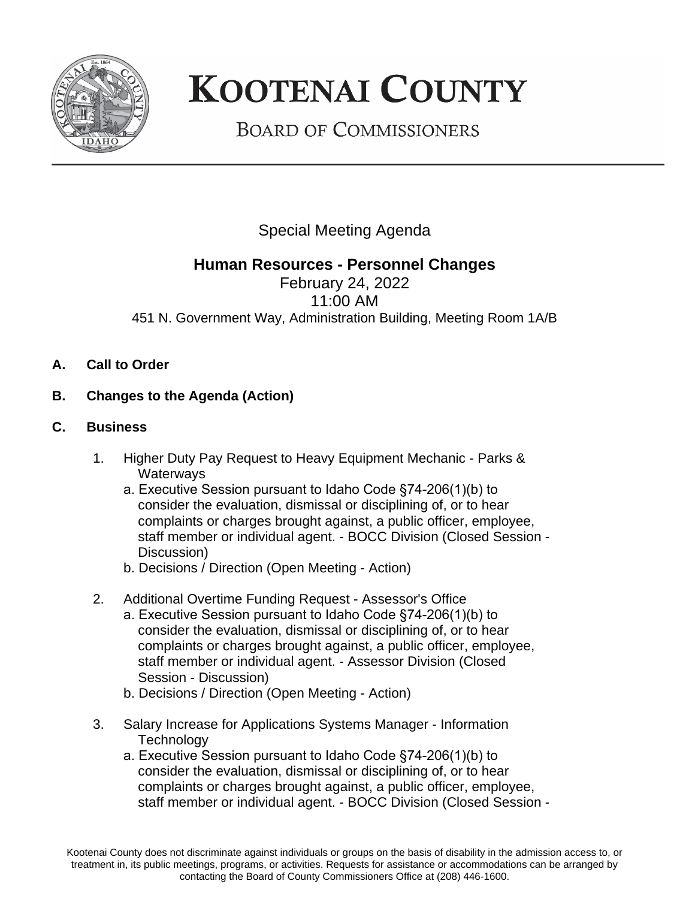# KOOTENAI COUNTY

## BOARD OF COMMISSIONERS

Special Meeting Agenda

**Human Resources - Personnel Changes**

February 24, 2022

11:00 AM

451 N. Government Way, Administration Building, Meeting Room 1A/B

**A. Call to Order**

**B. Changes to the Agenda (Action)**

**C. Business**

1. Higher Duty Pay Request to Heavy Equipment Mechanic - Parks & Waterways
   a. Executive Session pursuant to Idaho Code §74-206(1)(b) to consider the evaluation, dismissal or disciplining of, or to hear complaints or charges brought against, a public officer, employee, staff member or individual agent. - BOCC Division (Closed Session - Discussion)
   b. Decisions / Direction (Open Meeting - Action)

2. Additional Overtime Funding Request - Assessor's Office
   a. Executive Session pursuant to Idaho Code §74-206(1)(b) to consider the evaluation, dismissal or disciplining of, or to hear complaints or charges brought against, a public officer, employee, staff member or individual agent. - Assessor Division (Closed Session - Discussion)
   b. Decisions / Direction (Open Meeting - Action)

3. Salary Increase for Applications Systems Manager - Information Technology
   a. Executive Session pursuant to Idaho Code §74-206(1)(b) to consider the evaluation, dismissal or disciplining of, or to hear complaints or charges brought against, a public officer, employee, staff member or individual agent. - BOCC Division (Closed Session -

Kootenai County does not discriminate against individuals or groups on the basis of disability in the admission access to, or treatment in, its public meetings, programs, or activities. Requests for assistance or accommodations can be arranged by contacting the Board of County Commissioners Office at (208) 446-1600.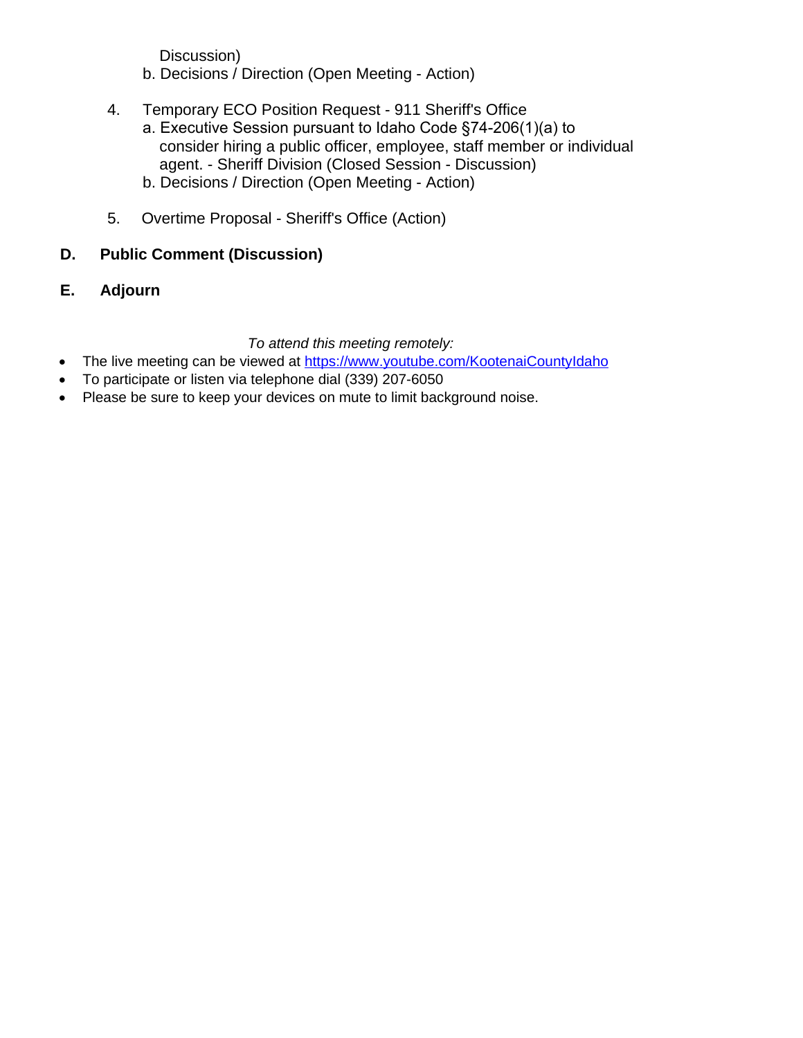Discussion)

b. Decisions / Direction (Open Meeting - Action)

4. Temporary ECO Position Request - 911 Sheriff's Office
   a. Executive Session pursuant to Idaho Code §74-206(1)(a) to consider hiring a public officer, employee, staff member or individual agent. - Sheriff Division (Closed Session - Discussion)
   b. Decisions / Direction (Open Meeting - Action)

5. Overtime Proposal - Sheriff's Office (Action)

**D. Public Comment (Discussion)**

**E. Adjourn**

*To attend this meeting remotely:*

- The live meeting can be viewed at https://www.youtube.com/KootenaiCountyIdaho
- To participate or listen via telephone dial (339) 207-6050
- Please be sure to keep your devices on mute to limit background noise.